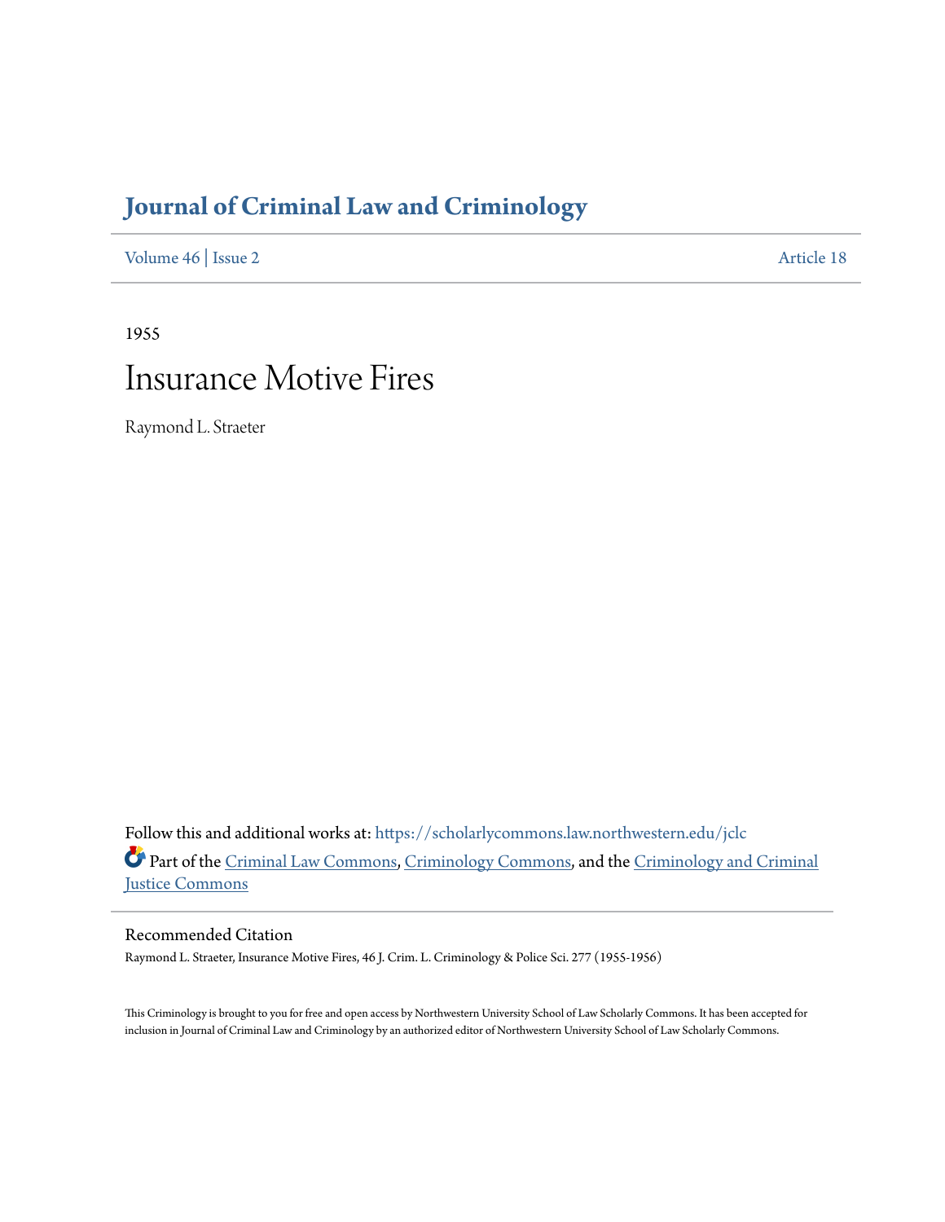# Journal of Criminal Law and Criminology

Volume 46 | Issue 2 Article 18

1955

# Insurance Motive Fires

Raymond L. Straeter

Follow this and additional works at: https://scholarlycommons.law.northwestern.edu/jclc

Part of the Criminal Law Commons, Criminology Commons, and the Criminology and Criminal Justice Commons

## Recommended Citation

Raymond L. Straeter, Insurance Motive Fires, 46 J. Crim. L. Criminology & Police Sci. 277 (1955-1956)

This Criminology is brought to you for free and open access by Northwestern University School of Law Scholarly Commons. It has been accepted for inclusion in Journal of Criminal Law and Criminology by an authorized editor of Northwestern University School of Law Scholarly Commons.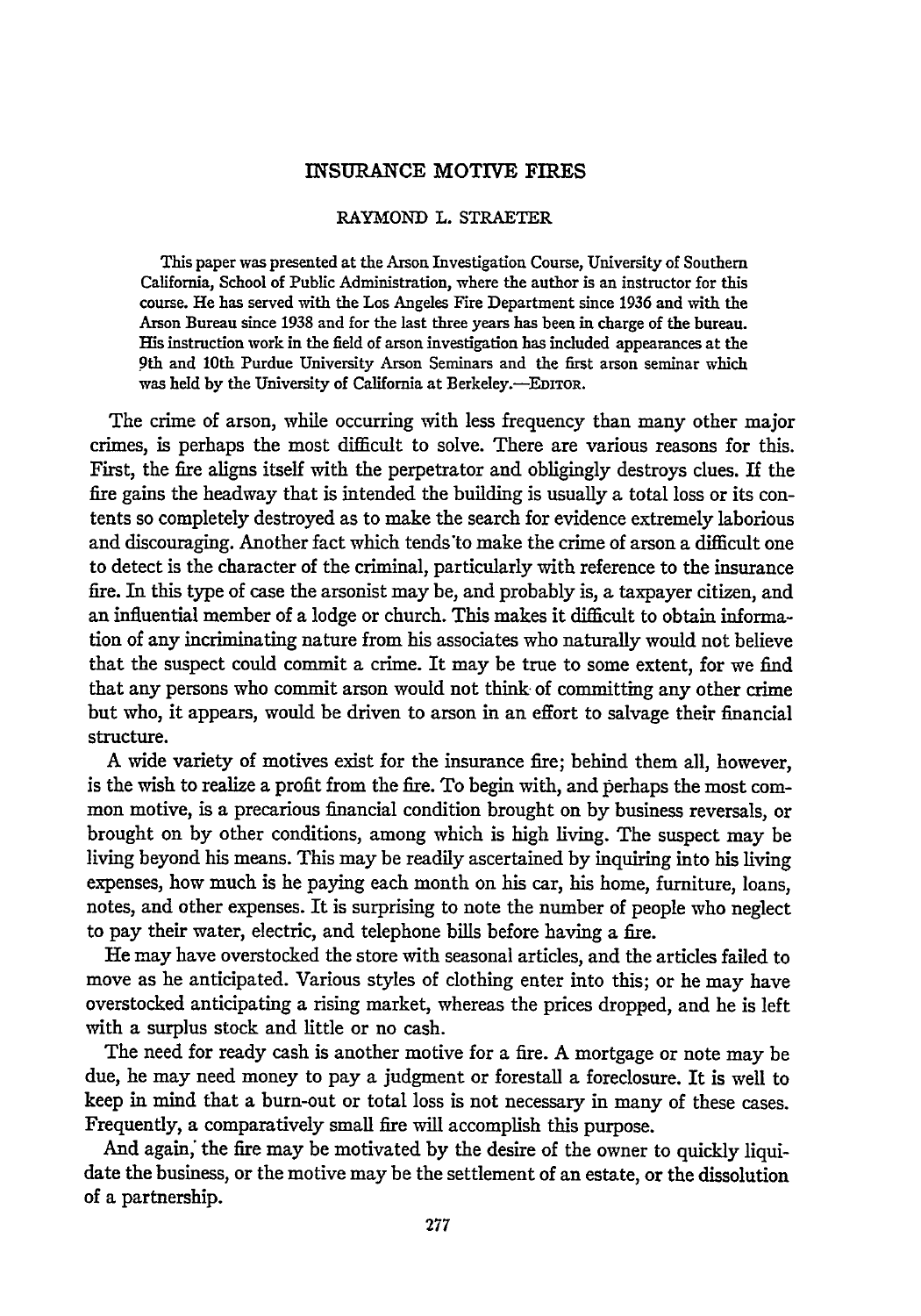# INSURANCE MOTIVE FIRES

RAYMOND L. STRAETER

This paper was presented at the Arson Investigation Course, University of Southern California, School of Public Administration, where the author is an instructor for this course. He has served with the Los Angeles Fire Department since 1936 and with the Arson Bureau since 1938 and for the last three years has been in charge of the bureau. His instruction work in the field of arson investigation has included appearances at the 9th and 10th Purdue University Arson Seminars and the first arson seminar which was held by the University of California at Berkeley.—EDITOR.

The crime of arson, while occurring with less frequency than many other major crimes, is perhaps the most difficult to solve. There are various reasons for this. First, the fire aligns itself with the perpetrator and obligingly destroys clues. If the fire gains the headway that is intended the building is usually a total loss or its contents so completely destroyed as to make the search for evidence extremely laborious and discouraging. Another fact which tends to make the crime of arson a difficult one to detect is the character of the criminal, particularly with reference to the insurance fire. In this type of case the arsonist may be, and probably is, a taxpayer citizen, and an influential member of a lodge or church. This makes it difficult to obtain information of any incriminating nature from his associates who naturally would not believe that the suspect could commit a crime. It may be true to some extent, for we find that any persons who commit arson would not think of committing any other crime but who, it appears, would be driven to arson in an effort to salvage their financial structure.

A wide variety of motives exist for the insurance fire; behind them all, however, is the wish to realize a profit from the fire. To begin with, and perhaps the most common motive, is a precarious financial condition brought on by business reversals, or brought on by other conditions, among which is high living. The suspect may be living beyond his means. This may be readily ascertained by inquiring into his living expenses, how much is he paying each month on his car, his home, furniture, loans, notes, and other expenses. It is surprising to note the number of people who neglect to pay their water, electric, and telephone bills before having a fire.

He may have overstocked the store with seasonal articles, and the articles failed to move as he anticipated. Various styles of clothing enter into this; or he may have overstocked anticipating a rising market, whereas the prices dropped, and he is left with a surplus stock and little or no cash.

The need for ready cash is another motive for a fire. A mortgage or note may be due, he may need money to pay a judgment or forestall a foreclosure. It is well to keep in mind that a burn-out or total loss is not necessary in many of these cases. Frequently, a comparatively small fire will accomplish this purpose.

And again, the fire may be motivated by the desire of the owner to quickly liquidate the business, or the motive may be the settlement of an estate, or the dissolution of a partnership.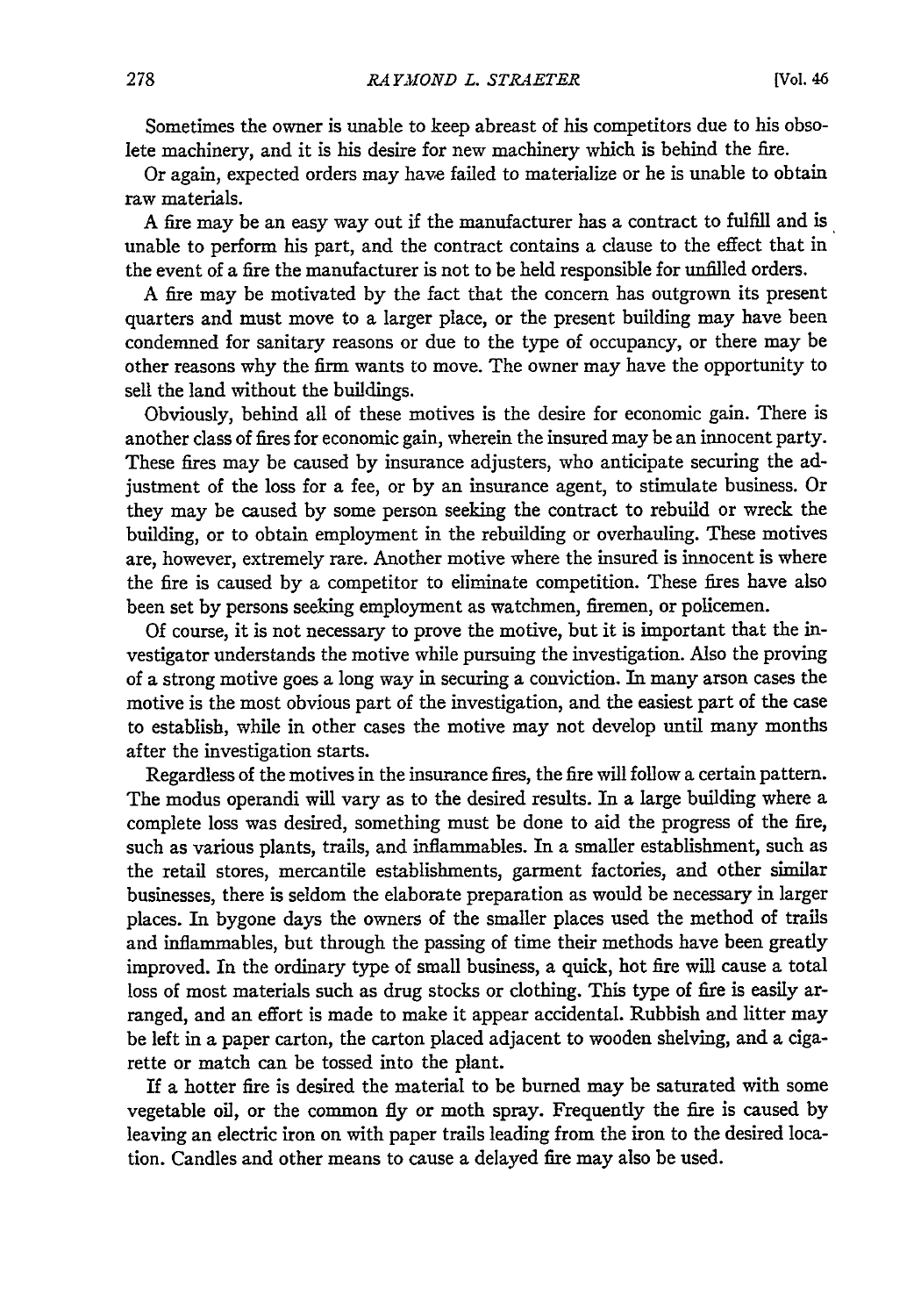Sometimes the owner is unable to keep abreast of his competitors due to his obsolete machinery, and it is his desire for new machinery which is behind the fire.

Or again, expected orders may have failed to materialize or he is unable to obtain raw materials.

A fire may be an easy way out if the manufacturer has a contract to fulfill and is unable to perform his part, and the contract contains a clause to the effect that in the event of a fire the manufacturer is not to be held responsible for unfilled orders.

A fire may be motivated by the fact that the concern has outgrown its present quarters and must move to a larger place, or the present building may have been condemned for sanitary reasons or due to the type of occupancy, or there may be other reasons why the firm wants to move. The owner may have the opportunity to sell the land without the buildings.

Obviously, behind all of these motives is the desire for economic gain. There is another class of fires for economic gain, wherein the insured may be an innocent party. These fires may be caused by insurance adjusters, who anticipate securing the adjustment of the loss for a fee, or by an insurance agent, to stimulate business. Or they may be caused by some person seeking the contract to rebuild or wreck the building, or to obtain employment in the rebuilding or overhauling. These motives are, however, extremely rare. Another motive where the insured is innocent is where the fire is caused by a competitor to eliminate competition. These fires have also been set by persons seeking employment as watchmen, firemen, or policemen.

Of course, it is not necessary to prove the motive, but it is important that the investigator understands the motive while pursuing the investigation. Also the proving of a strong motive goes a long way in securing a conviction. In many arson cases the motive is the most obvious part of the investigation, and the easiest part of the case to establish, while in other cases the motive may not develop until many months after the investigation starts.

Regardless of the motives in the insurance fires, the fire will follow a certain pattern. The modus operandi will vary as to the desired results. In a large building where a complete loss was desired, something must be done to aid the progress of the fire, such as various plants, trails, and inflammables. In a smaller establishment, such as the retail stores, mercantile establishments, garment factories, and other similar businesses, there is seldom the elaborate preparation as would be necessary in larger places. In bygone days the owners of the smaller places used the method of trails and inflammables, but through the passing of time their methods have been greatly improved. In the ordinary type of small business, a quick, hot fire will cause a total loss of most materials such as drug stocks or clothing. This type of fire is easily arranged, and an effort is made to make it appear accidental. Rubbish and litter may be left in a paper carton, the carton placed adjacent to wooden shelving, and a cigarette or match can be tossed into the plant.

If a hotter fire is desired the material to be burned may be saturated with some vegetable oil, or the common fly or moth spray. Frequently the fire is caused by leaving an electric iron on with paper trails leading from the iron to the desired location. Candles and other means to cause a delayed fire may also be used.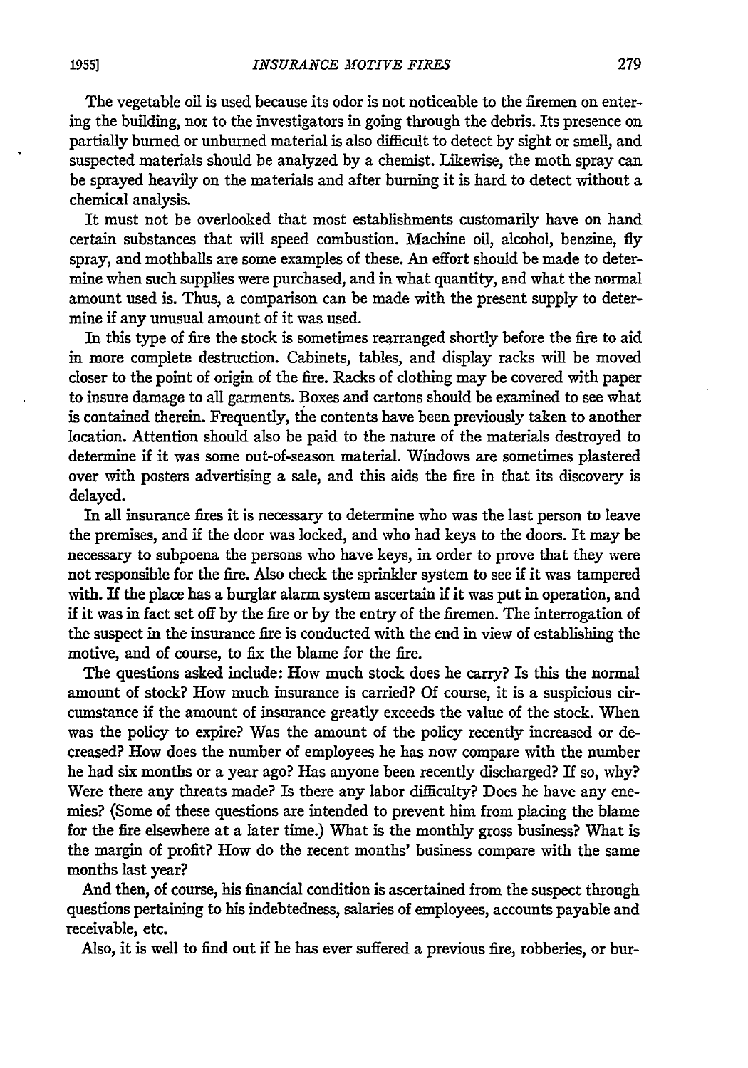The vegetable oil is used because its odor is not noticeable to the firemen on entering the building, nor to the investigators in going through the debris. Its presence on partially burned or unburned material is also difficult to detect by sight or smell, and suspected materials should be analyzed by a chemist. Likewise, the moth spray can be sprayed heavily on the materials and after burning it is hard to detect without a chemical analysis.

It must not be overlooked that most establishments customarily have on hand certain substances that will speed combustion. Machine oil, alcohol, benzine, fly spray, and mothballs are some examples of these. An effort should be made to determine when such supplies were purchased, and in what quantity, and what the normal amount used is. Thus, a comparison can be made with the present supply to determine if any unusual amount of it was used.

In this type of fire the stock is sometimes rearranged shortly before the fire to aid in more complete destruction. Cabinets, tables, and display racks will be moved closer to the point of origin of the fire. Racks of clothing may be covered with paper to insure damage to all garments. Boxes and cartons should be examined to see what is contained therein. Frequently, the contents have been previously taken to another location. Attention should also be paid to the nature of the materials destroyed to determine if it was some out-of-season material. Windows are sometimes plastered over with posters advertising a sale, and this aids the fire in that its discovery is delayed.

In all insurance fires it is necessary to determine who was the last person to leave the premises, and if the door was locked, and who had keys to the doors. It may be necessary to subpoena the persons who have keys, in order to prove that they were not responsible for the fire. Also check the sprinkler system to see if it was tampered with. If the place has a burglar alarm system ascertain if it was put in operation, and if it was in fact set off by the fire or by the entry of the firemen. The interrogation of the suspect in the insurance fire is conducted with the end in view of establishing the motive, and of course, to fix the blame for the fire.

The questions asked include: How much stock does he carry? Is this the normal amount of stock? How much insurance is carried? Of course, it is a suspicious circumstance if the amount of insurance greatly exceeds the value of the stock. When was the policy to expire? Was the amount of the policy recently increased or decreased? How does the number of employees he has now compare with the number he had six months or a year ago? Has anyone been recently discharged? If so, why? Were there any threats made? Is there any labor difficulty? Does he have any enemies? (Some of these questions are intended to prevent him from placing the blame for the fire elsewhere at a later time.) What is the monthly gross business? What is the margin of profit? How do the recent months' business compare with the same months last year?

And then, of course, his financial condition is ascertained from the suspect through questions pertaining to his indebtedness, salaries of employees, accounts payable and receivable, etc.

Also, it is well to find out if he has ever suffered a previous fire, robberies, or bur-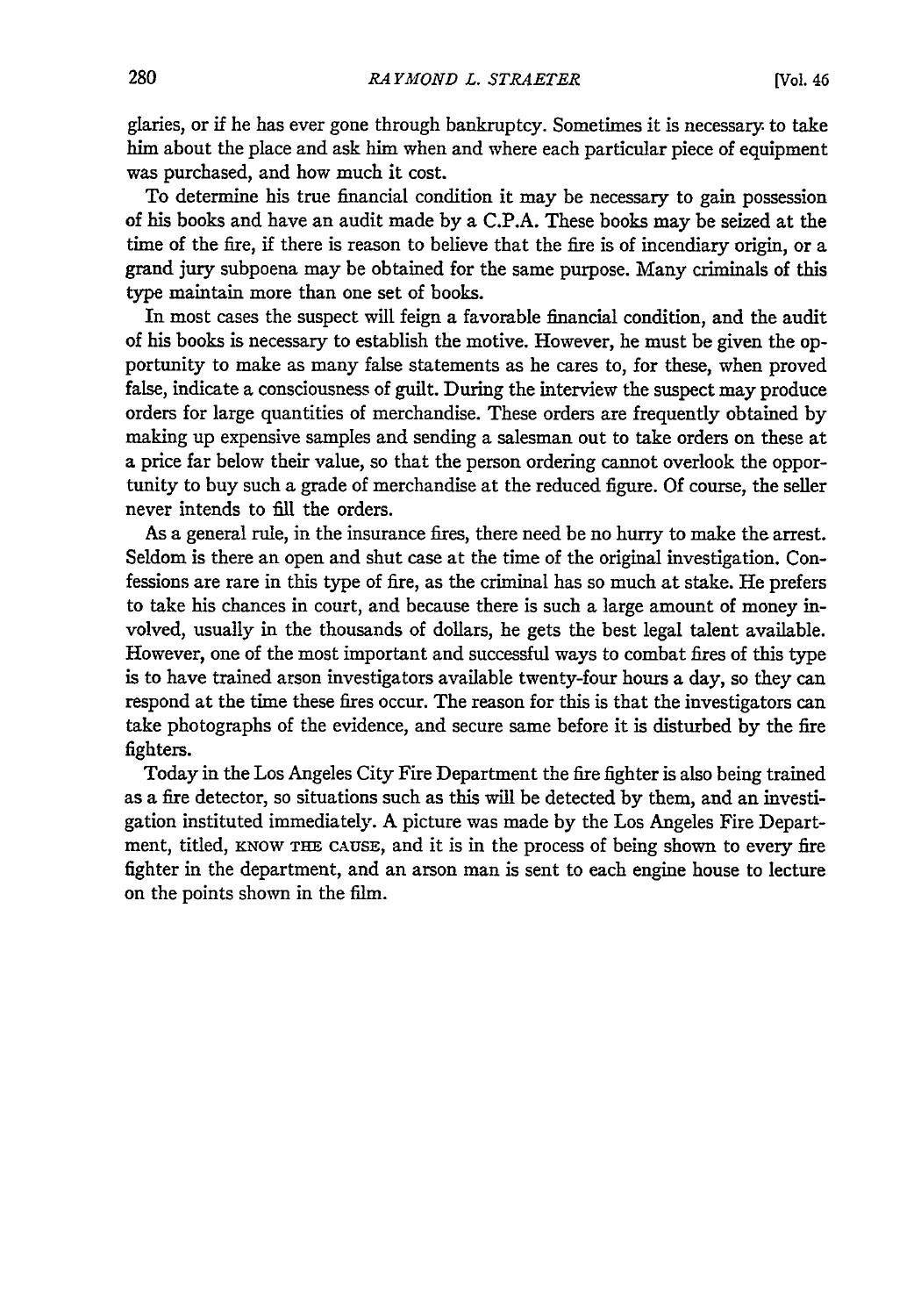glaries, or if he has ever gone through bankruptcy. Sometimes it is necessary to take him about the place and ask him when and where each particular piece of equipment was purchased, and how much it cost.

To determine his true financial condition it may be necessary to gain possession of his books and have an audit made by a C.P.A. These books may be seized at the time of the fire, if there is reason to believe that the fire is of incendiary origin, or a grand jury subpoena may be obtained for the same purpose. Many criminals of this type maintain more than one set of books.

In most cases the suspect will feign a favorable financial condition, and the audit of his books is necessary to establish the motive. However, he must be given the opportunity to make as many false statements as he cares to, for these, when proved false, indicate a consciousness of guilt. During the interview the suspect may produce orders for large quantities of merchandise. These orders are frequently obtained by making up expensive samples and sending a salesman out to take orders on these at a price far below their value, so that the person ordering cannot overlook the opportunity to buy such a grade of merchandise at the reduced figure. Of course, the seller never intends to fill the orders.

As a general rule, in the insurance fires, there need be no hurry to make the arrest. Seldom is there an open and shut case at the time of the original investigation. Confessions are rare in this type of fire, as the criminal has so much at stake. He prefers to take his chances in court, and because there is such a large amount of money involved, usually in the thousands of dollars, he gets the best legal talent available. However, one of the most important and successful ways to combat fires of this type is to have trained arson investigators available twenty-four hours a day, so they can respond at the time these fires occur. The reason for this is that the investigators can take photographs of the evidence, and secure same before it is disturbed by the fire fighters.

Today in the Los Angeles City Fire Department the fire fighter is also being trained as a fire detector, so situations such as this will be detected by them, and an investigation instituted immediately. A picture was made by the Los Angeles Fire Department, titled, KNOW THE CAUSE, and it is in the process of being shown to every fire fighter in the department, and an arson man is sent to each engine house to lecture on the points shown in the film.